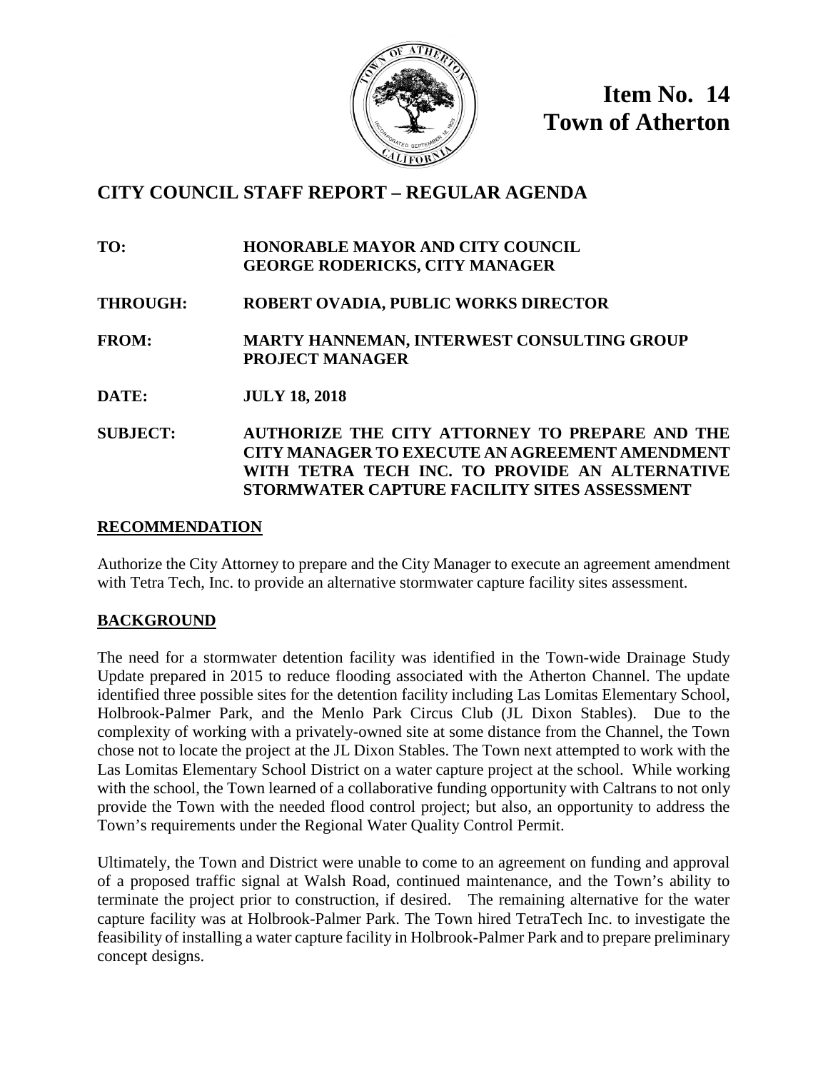**Item No. 14**
**Town of Atherton**

# CITY COUNCIL STAFF REPORT – REGULAR AGENDA

**TO:** HONORABLE MAYOR AND CITY COUNCIL
GEORGE RODERICKS, CITY MANAGER

**THROUGH:** ROBERT OVADIA, PUBLIC WORKS DIRECTOR

**FROM:** MARTY HANNEMAN, INTERWEST CONSULTING GROUP PROJECT MANAGER

**DATE:** JULY 18, 2018

**SUBJECT:** AUTHORIZE THE CITY ATTORNEY TO PREPARE AND THE CITY MANAGER TO EXECUTE AN AGREEMENT AMENDMENT WITH TETRA TECH INC. TO PROVIDE AN ALTERNATIVE STORMWATER CAPTURE FACILITY SITES ASSESSMENT

## RECOMMENDATION

Authorize the City Attorney to prepare and the City Manager to execute an agreement amendment with Tetra Tech, Inc. to provide an alternative stormwater capture facility sites assessment.

## BACKGROUND

The need for a stormwater detention facility was identified in the Town-wide Drainage Study Update prepared in 2015 to reduce flooding associated with the Atherton Channel. The update identified three possible sites for the detention facility including Las Lomitas Elementary School, Holbrook-Palmer Park, and the Menlo Park Circus Club (JL Dixon Stables). Due to the complexity of working with a privately-owned site at some distance from the Channel, the Town chose not to locate the project at the JL Dixon Stables. The Town next attempted to work with the Las Lomitas Elementary School District on a water capture project at the school. While working with the school, the Town learned of a collaborative funding opportunity with Caltrans to not only provide the Town with the needed flood control project; but also, an opportunity to address the Town's requirements under the Regional Water Quality Control Permit.

Ultimately, the Town and District were unable to come to an agreement on funding and approval of a proposed traffic signal at Walsh Road, continued maintenance, and the Town's ability to terminate the project prior to construction, if desired. The remaining alternative for the water capture facility was at Holbrook-Palmer Park. The Town hired TetraTech Inc. to investigate the feasibility of installing a water capture facility in Holbrook-Palmer Park and to prepare preliminary concept designs.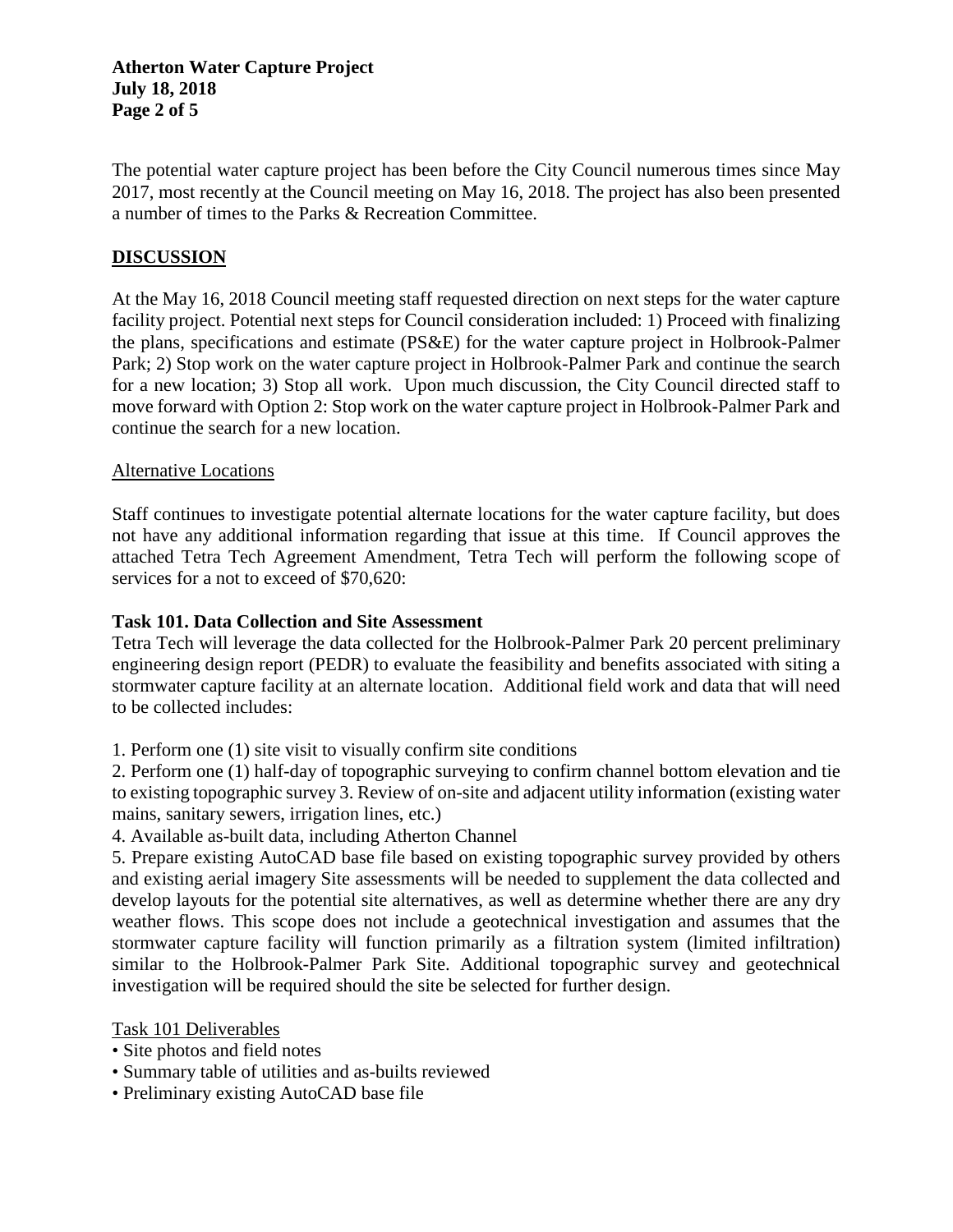The potential water capture project has been before the City Council numerous times since May 2017, most recently at the Council meeting on May 16, 2018. The project has also been presented a number of times to the Parks & Recreation Committee.

## DISCUSSION

At the May 16, 2018 Council meeting staff requested direction on next steps for the water capture facility project. Potential next steps for Council consideration included: 1) Proceed with finalizing the plans, specifications and estimate (PS&E) for the water capture project in Holbrook-Palmer Park; 2) Stop work on the water capture project in Holbrook-Palmer Park and continue the search for a new location; 3) Stop all work. Upon much discussion, the City Council directed staff to move forward with Option 2: Stop work on the water capture project in Holbrook-Palmer Park and continue the search for a new location.

### Alternative Locations

Staff continues to investigate potential alternate locations for the water capture facility, but does not have any additional information regarding that issue at this time. If Council approves the attached Tetra Tech Agreement Amendment, Tetra Tech will perform the following scope of services for a not to exceed of $70,620:

### Task 101. Data Collection and Site Assessment

Tetra Tech will leverage the data collected for the Holbrook-Palmer Park 20 percent preliminary engineering design report (PEDR) to evaluate the feasibility and benefits associated with siting a stormwater capture facility at an alternate location. Additional field work and data that will need to be collected includes:

1. Perform one (1) site visit to visually confirm site conditions
2. Perform one (1) half-day of topographic surveying to confirm channel bottom elevation and tie to existing topographic survey 3. Review of on-site and adjacent utility information (existing water mains, sanitary sewers, irrigation lines, etc.)
4. Available as-built data, including Atherton Channel
5. Prepare existing AutoCAD base file based on existing topographic survey provided by others and existing aerial imagery Site assessments will be needed to supplement the data collected and develop layouts for the potential site alternatives, as well as determine whether there are any dry weather flows. This scope does not include a geotechnical investigation and assumes that the stormwater capture facility will function primarily as a filtration system (limited infiltration) similar to the Holbrook-Palmer Park Site. Additional topographic survey and geotechnical investigation will be required should the site be selected for further design.

#### Task 101 Deliverables

- Site photos and field notes
- Summary table of utilities and as-builts reviewed
- Preliminary existing AutoCAD base file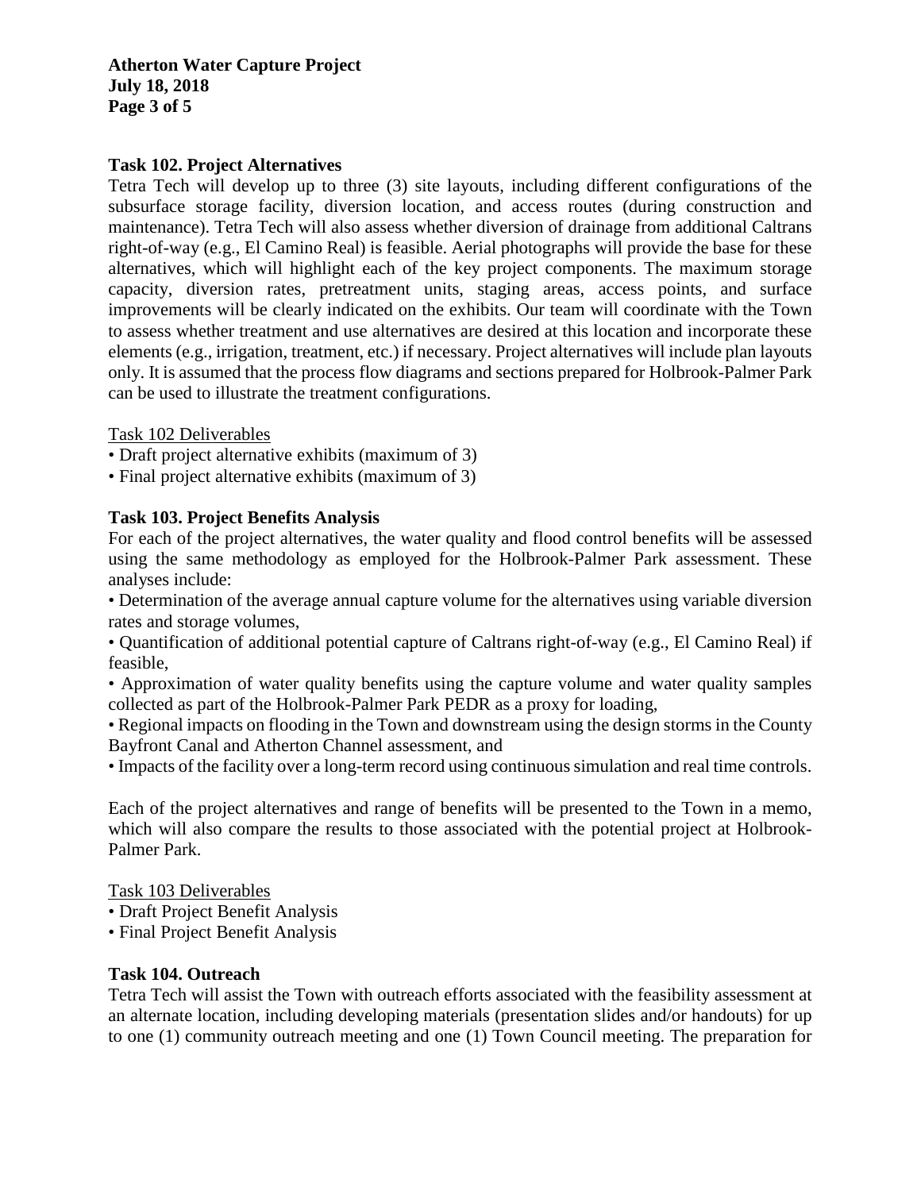**Task 102. Project Alternatives**

Tetra Tech will develop up to three (3) site layouts, including different configurations of the subsurface storage facility, diversion location, and access routes (during construction and maintenance). Tetra Tech will also assess whether diversion of drainage from additional Caltrans right-of-way (e.g., El Camino Real) is feasible. Aerial photographs will provide the base for these alternatives, which will highlight each of the key project components. The maximum storage capacity, diversion rates, pretreatment units, staging areas, access points, and surface improvements will be clearly indicated on the exhibits. Our team will coordinate with the Town to assess whether treatment and use alternatives are desired at this location and incorporate these elements (e.g., irrigation, treatment, etc.) if necessary. Project alternatives will include plan layouts only. It is assumed that the process flow diagrams and sections prepared for Holbrook-Palmer Park can be used to illustrate the treatment configurations.

<u>Task 102 Deliverables</u>

- Draft project alternative exhibits (maximum of 3)
- Final project alternative exhibits (maximum of 3)

**Task 103. Project Benefits Analysis**

For each of the project alternatives, the water quality and flood control benefits will be assessed using the same methodology as employed for the Holbrook-Palmer Park assessment. These analyses include:

- Determination of the average annual capture volume for the alternatives using variable diversion rates and storage volumes,
- Quantification of additional potential capture of Caltrans right-of-way (e.g., El Camino Real) if feasible,
- Approximation of water quality benefits using the capture volume and water quality samples collected as part of the Holbrook-Palmer Park PEDR as a proxy for loading,
- Regional impacts on flooding in the Town and downstream using the design storms in the County Bayfront Canal and Atherton Channel assessment, and
- Impacts of the facility over a long-term record using continuous simulation and real time controls.

Each of the project alternatives and range of benefits will be presented to the Town in a memo, which will also compare the results to those associated with the potential project at Holbrook-Palmer Park.

<u>Task 103 Deliverables</u>

- Draft Project Benefit Analysis
- Final Project Benefit Analysis

**Task 104. Outreach**

Tetra Tech will assist the Town with outreach efforts associated with the feasibility assessment at an alternate location, including developing materials (presentation slides and/or handouts) for up to one (1) community outreach meeting and one (1) Town Council meeting. The preparation for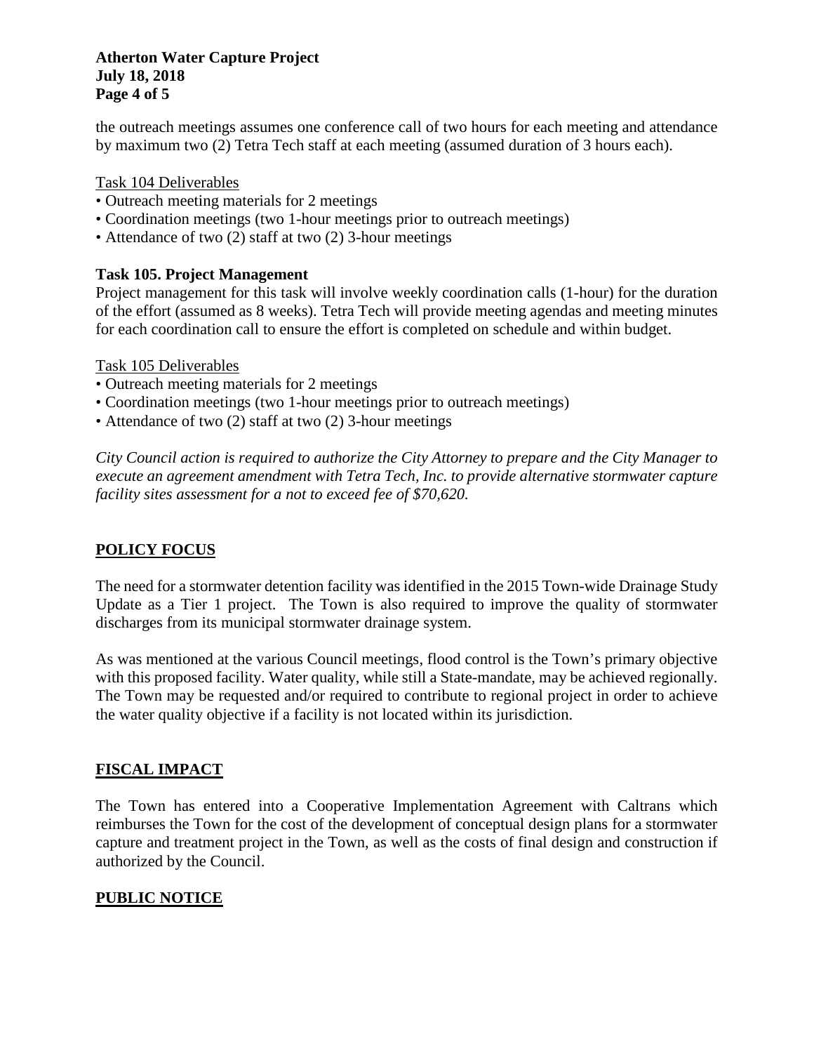the outreach meetings assumes one conference call of two hours for each meeting and attendance by maximum two (2) Tetra Tech staff at each meeting (assumed duration of 3 hours each).

Task 104 Deliverables

- Outreach meeting materials for 2 meetings
- Coordination meetings (two 1-hour meetings prior to outreach meetings)
- Attendance of two (2) staff at two (2) 3-hour meetings

**Task 105. Project Management**

Project management for this task will involve weekly coordination calls (1-hour) for the duration of the effort (assumed as 8 weeks). Tetra Tech will provide meeting agendas and meeting minutes for each coordination call to ensure the effort is completed on schedule and within budget.

Task 105 Deliverables

- Outreach meeting materials for 2 meetings
- Coordination meetings (two 1-hour meetings prior to outreach meetings)
- Attendance of two (2) staff at two (2) 3-hour meetings

*City Council action is required to authorize the City Attorney to prepare and the City Manager to execute an agreement amendment with Tetra Tech, Inc. to provide alternative stormwater capture facility sites assessment for a not to exceed fee of $70,620.*

## POLICY FOCUS

The need for a stormwater detention facility was identified in the 2015 Town-wide Drainage Study Update as a Tier 1 project. The Town is also required to improve the quality of stormwater discharges from its municipal stormwater drainage system.

As was mentioned at the various Council meetings, flood control is the Town's primary objective with this proposed facility. Water quality, while still a State-mandate, may be achieved regionally. The Town may be requested and/or required to contribute to regional project in order to achieve the water quality objective if a facility is not located within its jurisdiction.

## FISCAL IMPACT

The Town has entered into a Cooperative Implementation Agreement with Caltrans which reimburses the Town for the cost of the development of conceptual design plans for a stormwater capture and treatment project in the Town, as well as the costs of final design and construction if authorized by the Council.

## PUBLIC NOTICE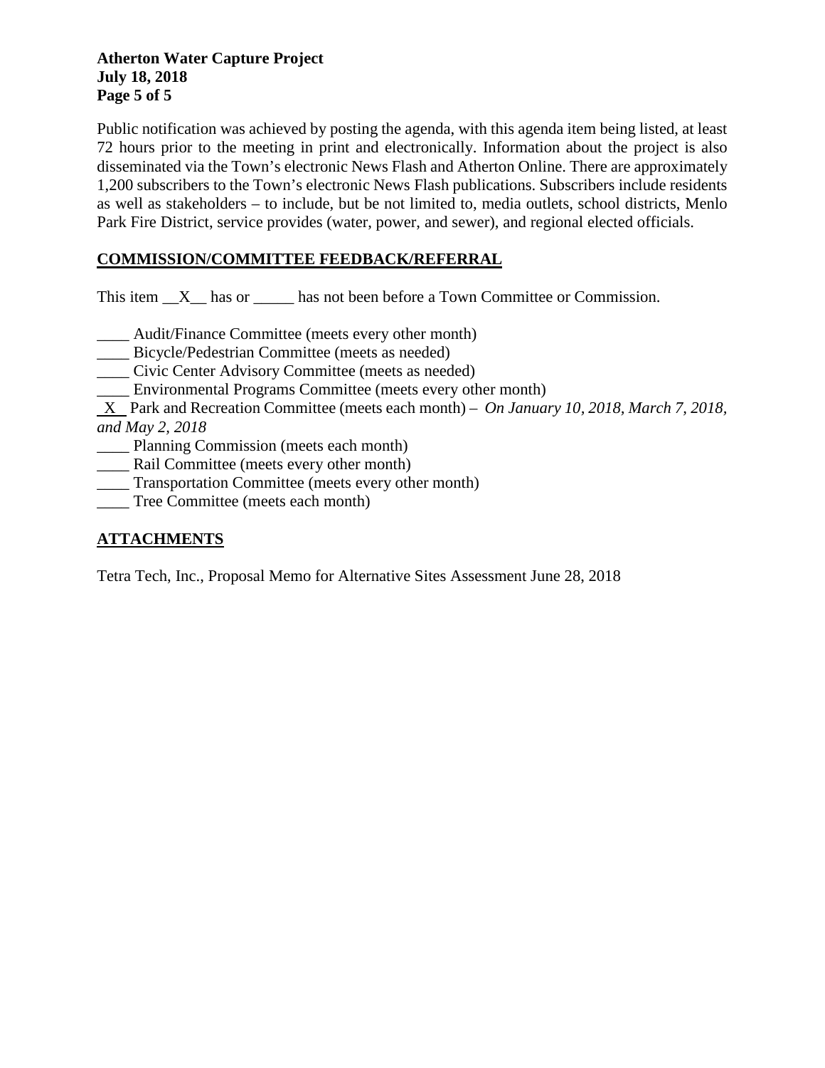Public notification was achieved by posting the agenda, with this agenda item being listed, at least 72 hours prior to the meeting in print and electronically. Information about the project is also disseminated via the Town's electronic News Flash and Atherton Online. There are approximately 1,200 subscribers to the Town's electronic News Flash publications. Subscribers include residents as well as stakeholders – to include, but be not limited to, media outlets, school districts, Menlo Park Fire District, service provides (water, power, and sewer), and regional elected officials.

## COMMISSION/COMMITTEE FEEDBACK/REFERRAL

This item __X__ has or _____ has not been before a Town Committee or Commission.

____ Audit/Finance Committee (meets every other month)
____ Bicycle/Pedestrian Committee (meets as needed)
____ Civic Center Advisory Committee (meets as needed)
____ Environmental Programs Committee (meets every other month)
_X_ Park and Recreation Committee (meets each month) – *On January 10, 2018, March 7, 2018, and May 2, 2018*
____ Planning Commission (meets each month)
____ Rail Committee (meets every other month)
____ Transportation Committee (meets every other month)
____ Tree Committee (meets each month)

## ATTACHMENTS

Tetra Tech, Inc., Proposal Memo for Alternative Sites Assessment June 28, 2018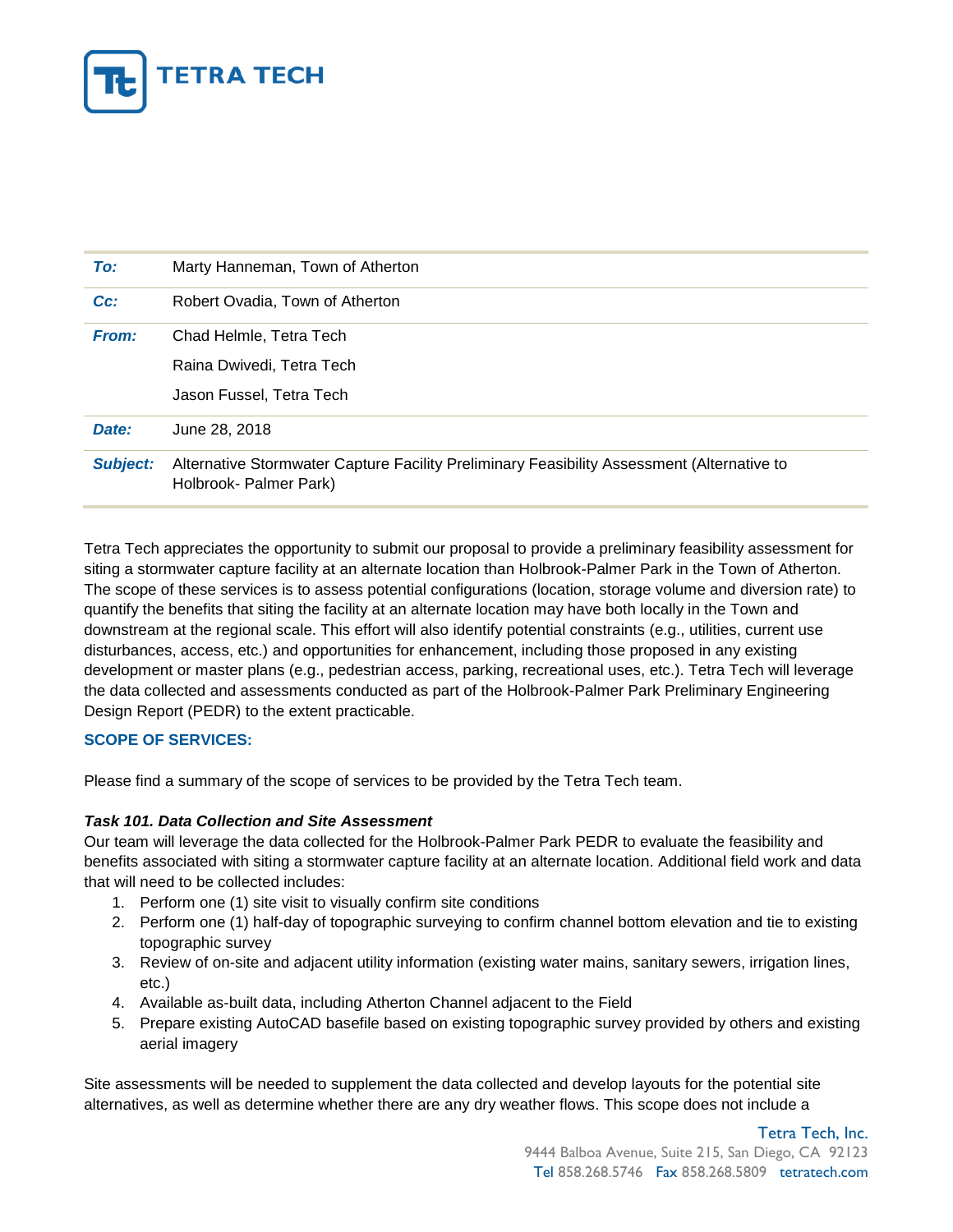TETRA TECH

| | |
|---|---|
| *To:* | Marty Hanneman, Town of Atherton |
| *Cc:* | Robert Ovadia, Town of Atherton |
| *From:* | Chad Helmle, Tetra Tech<br>Raina Dwivedi, Tetra Tech<br>Jason Fussel, Tetra Tech |
| *Date:* | June 28, 2018 |
| *Subject:* | Alternative Stormwater Capture Facility Preliminary Feasibility Assessment (Alternative to Holbrook- Palmer Park) |

Tetra Tech appreciates the opportunity to submit our proposal to provide a preliminary feasibility assessment for siting a stormwater capture facility at an alternate location than Holbrook-Palmer Park in the Town of Atherton. The scope of these services is to assess potential configurations (location, storage volume and diversion rate) to quantify the benefits that siting the facility at an alternate location may have both locally in the Town and downstream at the regional scale. This effort will also identify potential constraints (e.g., utilities, current use disturbances, access, etc.) and opportunities for enhancement, including those proposed in any existing development or master plans (e.g., pedestrian access, parking, recreational uses, etc.). Tetra Tech will leverage the data collected and assessments conducted as part of the Holbrook-Palmer Park Preliminary Engineering Design Report (PEDR) to the extent practicable.

## SCOPE OF SERVICES:

Please find a summary of the scope of services to be provided by the Tetra Tech team.

### *Task 101. Data Collection and Site Assessment*

Our team will leverage the data collected for the Holbrook-Palmer Park PEDR to evaluate the feasibility and benefits associated with siting a stormwater capture facility at an alternate location. Additional field work and data that will need to be collected includes:

1. Perform one (1) site visit to visually confirm site conditions
2. Perform one (1) half-day of topographic surveying to confirm channel bottom elevation and tie to existing topographic survey
3. Review of on-site and adjacent utility information (existing water mains, sanitary sewers, irrigation lines, etc.)
4. Available as-built data, including Atherton Channel adjacent to the Field
5. Prepare existing AutoCAD basefile based on existing topographic survey provided by others and existing aerial imagery

Site assessments will be needed to supplement the data collected and develop layouts for the potential site alternatives, as well as determine whether there are any dry weather flows. This scope does not include a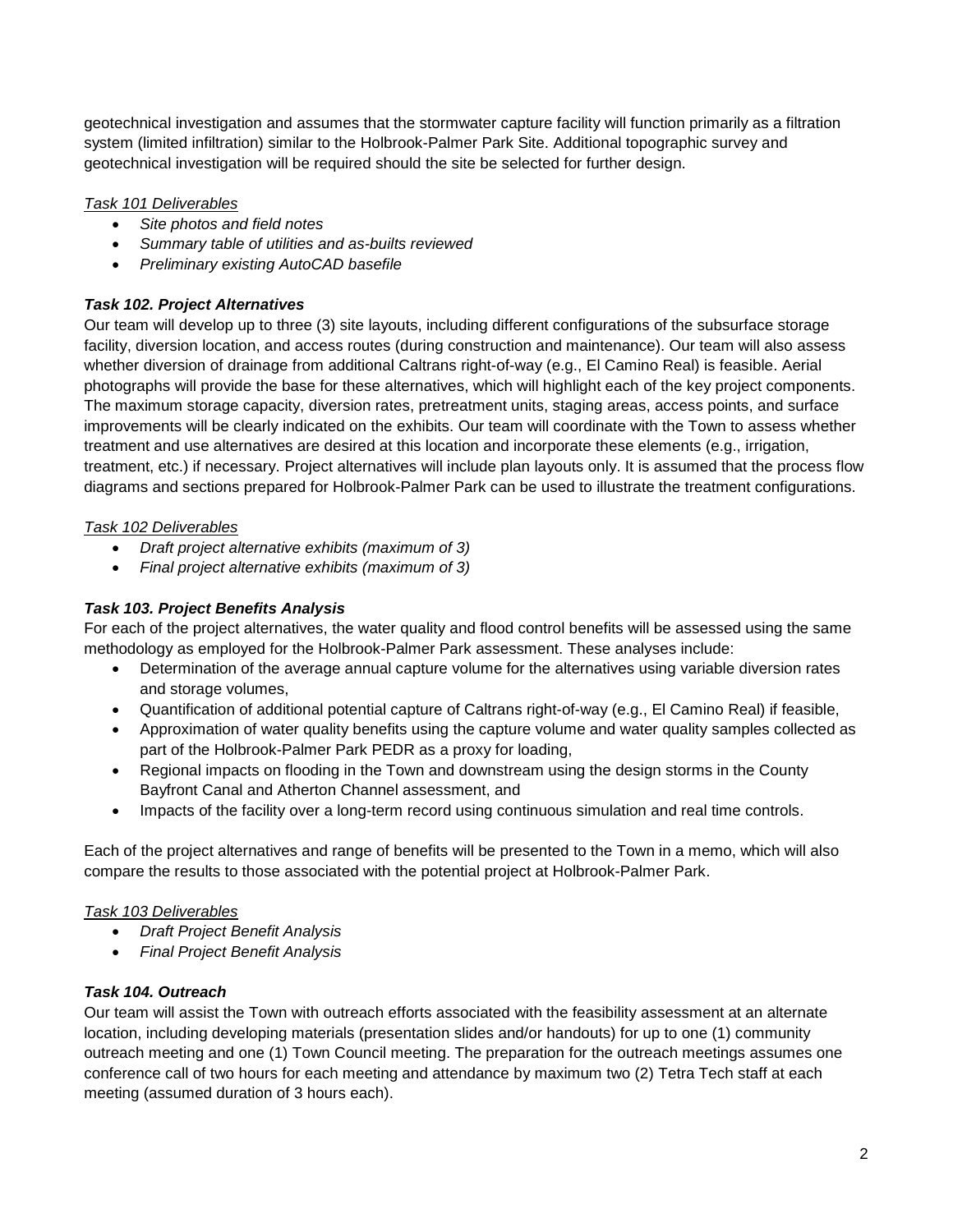geotechnical investigation and assumes that the stormwater capture facility will function primarily as a filtration system (limited infiltration) similar to the Holbrook-Palmer Park Site. Additional topographic survey and geotechnical investigation will be required should the site be selected for further design.

*Task 101 Deliverables*

- *Site photos and field notes*
- *Summary table of utilities and as-builts reviewed*
- *Preliminary existing AutoCAD basefile*

***Task 102. Project Alternatives***

Our team will develop up to three (3) site layouts, including different configurations of the subsurface storage facility, diversion location, and access routes (during construction and maintenance). Our team will also assess whether diversion of drainage from additional Caltrans right-of-way (e.g., El Camino Real) is feasible. Aerial photographs will provide the base for these alternatives, which will highlight each of the key project components. The maximum storage capacity, diversion rates, pretreatment units, staging areas, access points, and surface improvements will be clearly indicated on the exhibits. Our team will coordinate with the Town to assess whether treatment and use alternatives are desired at this location and incorporate these elements (e.g., irrigation, treatment, etc.) if necessary. Project alternatives will include plan layouts only. It is assumed that the process flow diagrams and sections prepared for Holbrook-Palmer Park can be used to illustrate the treatment configurations.

*Task 102 Deliverables*

- *Draft project alternative exhibits (maximum of 3)*
- *Final project alternative exhibits (maximum of 3)*

***Task 103. Project Benefits Analysis***

For each of the project alternatives, the water quality and flood control benefits will be assessed using the same methodology as employed for the Holbrook-Palmer Park assessment. These analyses include:

- Determination of the average annual capture volume for the alternatives using variable diversion rates and storage volumes,
- Quantification of additional potential capture of Caltrans right-of-way (e.g., El Camino Real) if feasible,
- Approximation of water quality benefits using the capture volume and water quality samples collected as part of the Holbrook-Palmer Park PEDR as a proxy for loading,
- Regional impacts on flooding in the Town and downstream using the design storms in the County Bayfront Canal and Atherton Channel assessment, and
- Impacts of the facility over a long-term record using continuous simulation and real time controls.

Each of the project alternatives and range of benefits will be presented to the Town in a memo, which will also compare the results to those associated with the potential project at Holbrook-Palmer Park.

*Task 103 Deliverables*

- *Draft Project Benefit Analysis*
- *Final Project Benefit Analysis*

***Task 104. Outreach***

Our team will assist the Town with outreach efforts associated with the feasibility assessment at an alternate location, including developing materials (presentation slides and/or handouts) for up to one (1) community outreach meeting and one (1) Town Council meeting. The preparation for the outreach meetings assumes one conference call of two hours for each meeting and attendance by maximum two (2) Tetra Tech staff at each meeting (assumed duration of 3 hours each).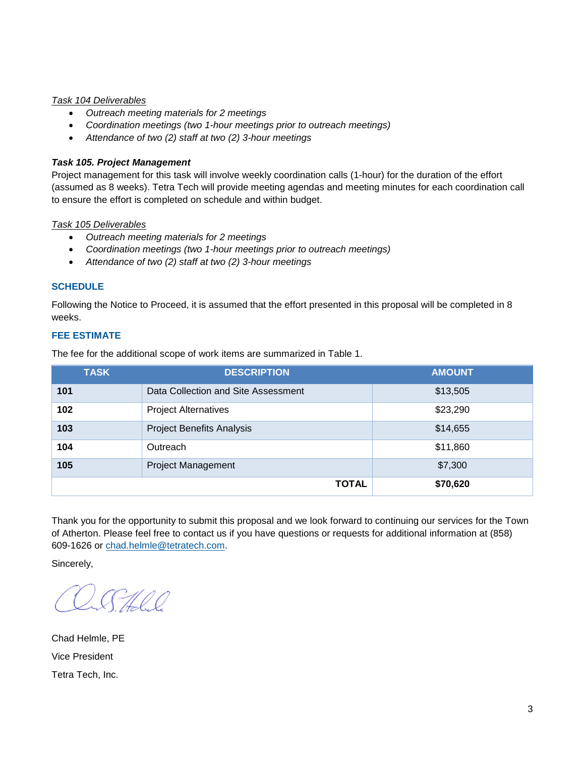*Task 104 Deliverables*

- *Outreach meeting materials for 2 meetings*
- *Coordination meetings (two 1-hour meetings prior to outreach meetings)*
- *Attendance of two (2) staff at two (2) 3-hour meetings*

***Task 105. Project Management***

Project management for this task will involve weekly coordination calls (1-hour) for the duration of the effort (assumed as 8 weeks). Tetra Tech will provide meeting agendas and meeting minutes for each coordination call to ensure the effort is completed on schedule and within budget.

*Task 105 Deliverables*

- *Outreach meeting materials for 2 meetings*
- *Coordination meetings (two 1-hour meetings prior to outreach meetings)*
- *Attendance of two (2) staff at two (2) 3-hour meetings*

## SCHEDULE

Following the Notice to Proceed, it is assumed that the effort presented in this proposal will be completed in 8 weeks.

## FEE ESTIMATE

The fee for the additional scope of work items are summarized in Table 1.

| TASK | DESCRIPTION | AMOUNT |
|---|---|---|
| **101** | Data Collection and Site Assessment | $13,505 |
| **102** | Project Alternatives | $23,290 |
| **103** | Project Benefits Analysis | $14,655 |
| **104** | Outreach | $11,860 |
| **105** | Project Management | $7,300 |
| | **TOTAL** | **$70,620** |

Thank you for the opportunity to submit this proposal and we look forward to continuing our services for the Town of Atherton. Please feel free to contact us if you have questions or requests for additional information at (858) 609-1626 or chad.helmle@tetratech.com.

Sincerely,

Chad Helmle, PE

Vice President

Tetra Tech, Inc.